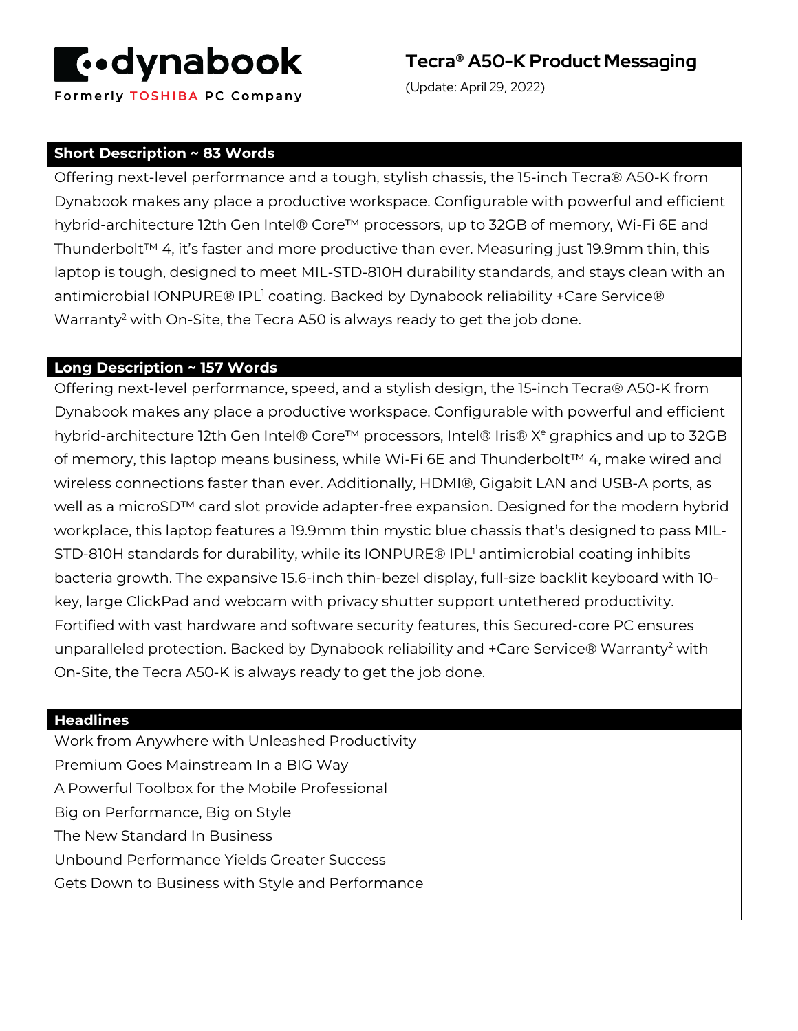**dynabook**
Formerly TOSHIBA PC Company

# Tecra® A50-K Product Messaging

(Update: April 29, 2022)

## Short Description ~ 83 Words

Offering next-level performance and a tough, stylish chassis, the 15-inch Tecra® A50-K from Dynabook makes any place a productive workspace. Configurable with powerful and efficient hybrid-architecture 12th Gen Intel® Core™ processors, up to 32GB of memory, Wi-Fi 6E and Thunderbolt™ 4, it's faster and more productive than ever. Measuring just 19.9mm thin, this laptop is tough, designed to meet MIL-STD-810H durability standards, and stays clean with an antimicrobial IONPURE® IPL[1] coating. Backed by Dynabook reliability +Care Service® Warranty[2] with On-Site, the Tecra A50 is always ready to get the job done.

## Long Description ~ 157 Words

Offering next-level performance, speed, and a stylish design, the 15-inch Tecra® A50-K from Dynabook makes any place a productive workspace. Configurable with powerful and efficient hybrid-architecture 12th Gen Intel® Core™ processors, Intel® Iris® X$^{e}$ graphics and up to 32GB of memory, this laptop means business, while Wi-Fi 6E and Thunderbolt™ 4, make wired and wireless connections faster than ever. Additionally, HDMI®, Gigabit LAN and USB-A ports, as well as a microSD™ card slot provide adapter-free expansion. Designed for the modern hybrid workplace, this laptop features a 19.9mm thin mystic blue chassis that's designed to pass MIL-STD-810H standards for durability, while its IONPURE® IPL[1] antimicrobial coating inhibits bacteria growth. The expansive 15.6-inch thin-bezel display, full-size backlit keyboard with 10-key, large ClickPad and webcam with privacy shutter support untethered productivity. Fortified with vast hardware and software security features, this Secured-core PC ensures unparalleled protection. Backed by Dynabook reliability and +Care Service® Warranty[2] with On-Site, the Tecra A50-K is always ready to get the job done.

## Headlines

Work from Anywhere with Unleashed Productivity
Premium Goes Mainstream In a BIG Way
A Powerful Toolbox for the Mobile Professional
Big on Performance, Big on Style
The New Standard In Business
Unbound Performance Yields Greater Success
Gets Down to Business with Style and Performance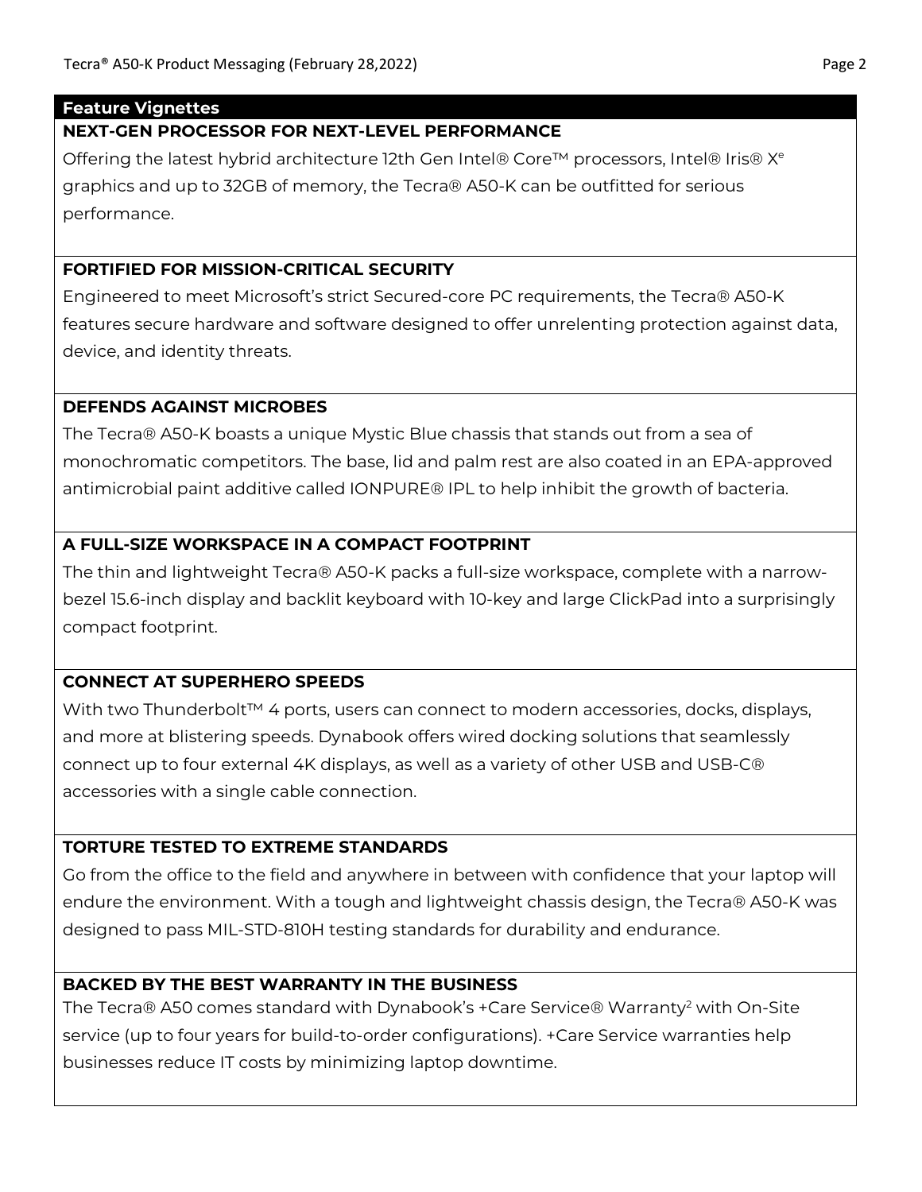## Feature Vignettes

### NEXT-GEN PROCESSOR FOR NEXT-LEVEL PERFORMANCE

Offering the latest hybrid architecture 12th Gen Intel® Core™ processors, Intel® Iris® Xe graphics and up to 32GB of memory, the Tecra® A50-K can be outfitted for serious performance.

### FORTIFIED FOR MISSION-CRITICAL SECURITY

Engineered to meet Microsoft's strict Secured-core PC requirements, the Tecra® A50-K features secure hardware and software designed to offer unrelenting protection against data, device, and identity threats.

### DEFENDS AGAINST MICROBES

The Tecra® A50-K boasts a unique Mystic Blue chassis that stands out from a sea of monochromatic competitors. The base, lid and palm rest are also coated in an EPA-approved antimicrobial paint additive called IONPURE® IPL to help inhibit the growth of bacteria.

### A FULL-SIZE WORKSPACE IN A COMPACT FOOTPRINT

The thin and lightweight Tecra® A50-K packs a full-size workspace, complete with a narrow-bezel 15.6-inch display and backlit keyboard with 10-key and large ClickPad into a surprisingly compact footprint.

### CONNECT AT SUPERHERO SPEEDS

With two Thunderbolt™ 4 ports, users can connect to modern accessories, docks, displays, and more at blistering speeds. Dynabook offers wired docking solutions that seamlessly connect up to four external 4K displays, as well as a variety of other USB and USB-C® accessories with a single cable connection.

### TORTURE TESTED TO EXTREME STANDARDS

Go from the office to the field and anywhere in between with confidence that your laptop will endure the environment. With a tough and lightweight chassis design, the Tecra® A50-K was designed to pass MIL-STD-810H testing standards for durability and endurance.

### BACKED BY THE BEST WARRANTY IN THE BUSINESS

The Tecra® A50 comes standard with Dynabook's +Care Service® Warranty[2] with On-Site service (up to four years for build-to-order configurations). +Care Service warranties help businesses reduce IT costs by minimizing laptop downtime.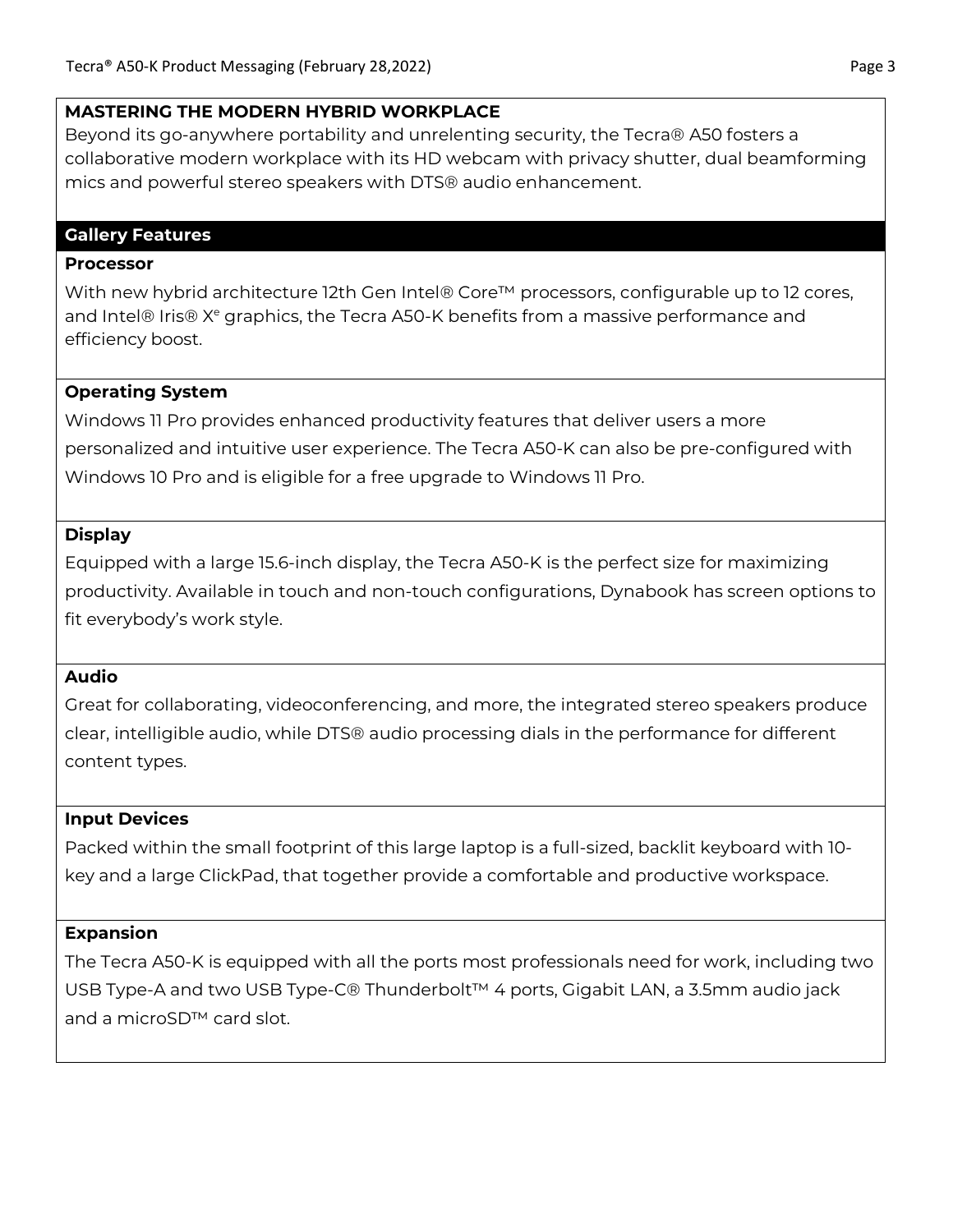**MASTERING THE MODERN HYBRID WORKPLACE**

Beyond its go-anywhere portability and unrelenting security, the Tecra® A50 fosters a collaborative modern workplace with its HD webcam with privacy shutter, dual beamforming mics and powerful stereo speakers with DTS® audio enhancement.

## Gallery Features

**Processor**

With new hybrid architecture 12th Gen Intel® Core™ processors, configurable up to 12 cores, and Intel® Iris® Xᵉ graphics, the Tecra A50-K benefits from a massive performance and efficiency boost.

**Operating System**

Windows 11 Pro provides enhanced productivity features that deliver users a more personalized and intuitive user experience. The Tecra A50-K can also be pre-configured with Windows 10 Pro and is eligible for a free upgrade to Windows 11 Pro.

**Display**

Equipped with a large 15.6-inch display, the Tecra A50-K is the perfect size for maximizing productivity. Available in touch and non-touch configurations, Dynabook has screen options to fit everybody's work style.

**Audio**

Great for collaborating, videoconferencing, and more, the integrated stereo speakers produce clear, intelligible audio, while DTS® audio processing dials in the performance for different content types.

**Input Devices**

Packed within the small footprint of this large laptop is a full-sized, backlit keyboard with 10-key and a large ClickPad, that together provide a comfortable and productive workspace.

**Expansion**

The Tecra A50-K is equipped with all the ports most professionals need for work, including two USB Type-A and two USB Type-C® Thunderbolt™ 4 ports, Gigabit LAN, a 3.5mm audio jack and a microSD™ card slot.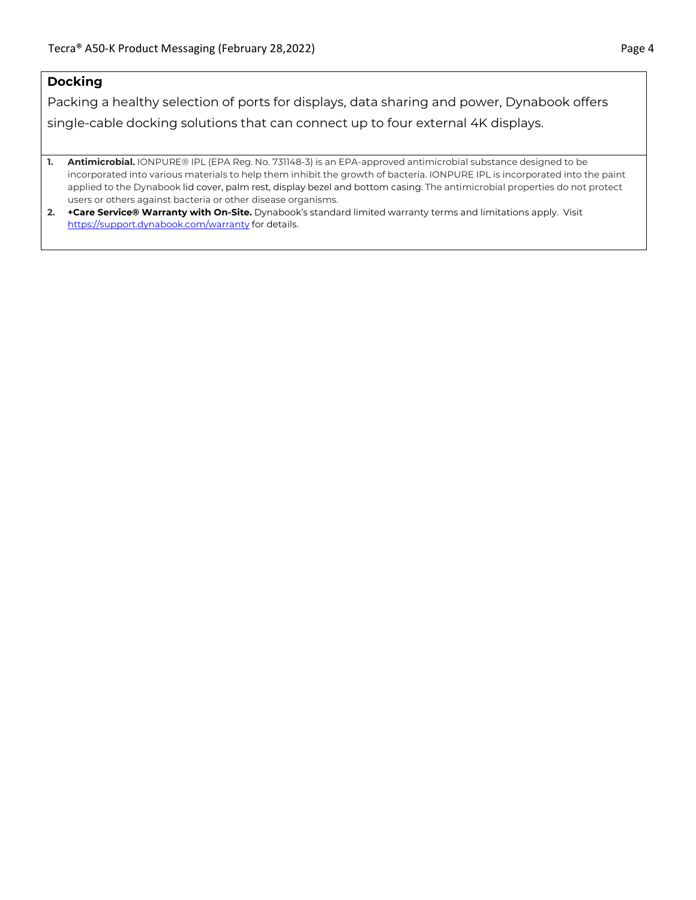## Docking

Packing a healthy selection of ports for displays, data sharing and power, Dynabook offers single-cable docking solutions that can connect up to four external 4K displays.

1. **Antimicrobial.** IONPURE® IPL (EPA Reg. No. 731148-3) is an EPA-approved antimicrobial substance designed to be incorporated into various materials to help them inhibit the growth of bacteria. IONPURE IPL is incorporated into the paint applied to the Dynabook lid cover, palm rest, display bezel and bottom casing. The antimicrobial properties do not protect users or others against bacteria or other disease organisms.
2. **+Care Service® Warranty with On-Site.** Dynabook's standard limited warranty terms and limitations apply. Visit https://support.dynabook.com/warranty for details.